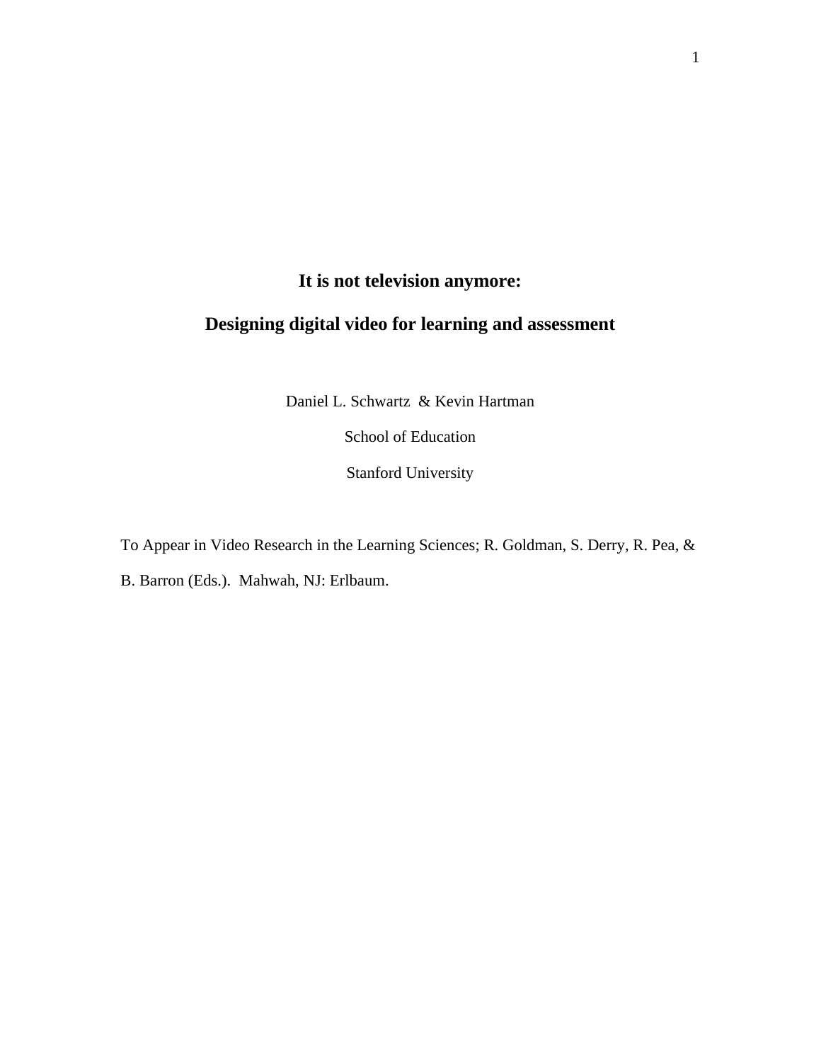# It is not television anymore:

# Designing digital video for learning and assessment

Daniel L. Schwartz & Kevin Hartman

School of Education

Stanford University

To Appear in Video Research in the Learning Sciences; R. Goldman, S. Derry, R. Pea, & B. Barron (Eds.). Mahwah, NJ: Erlbaum.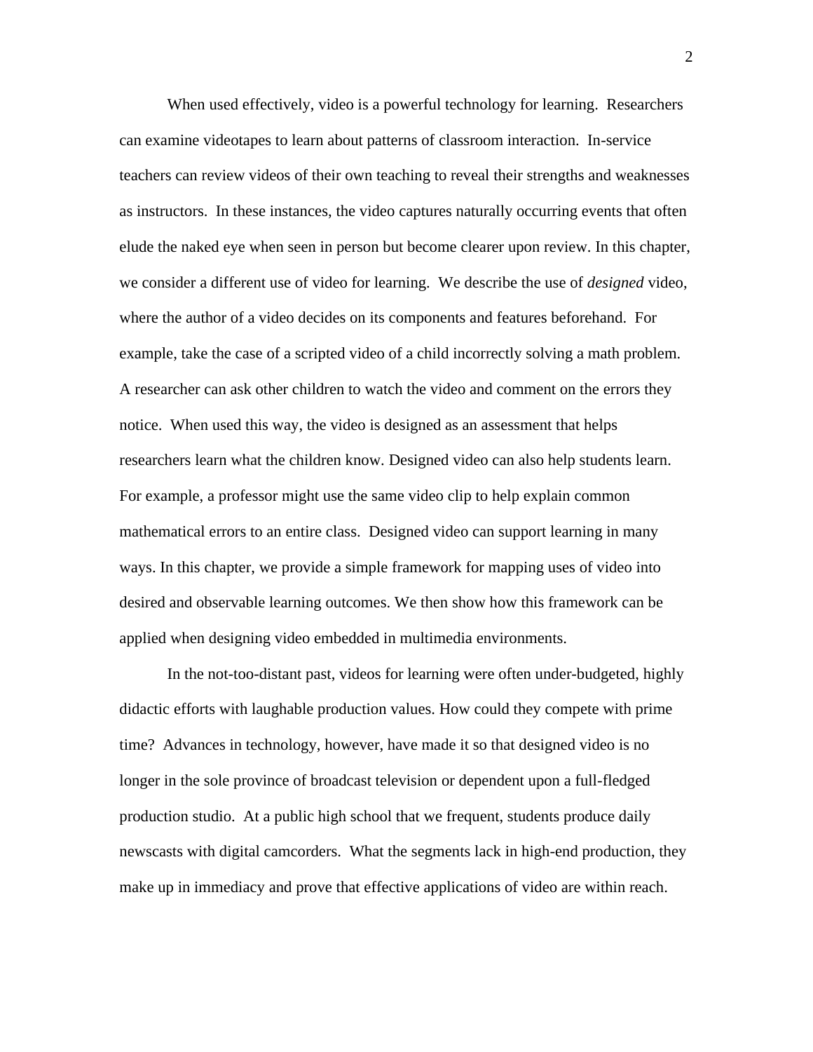When used effectively, video is a powerful technology for learning. Researchers can examine videotapes to learn about patterns of classroom interaction. In-service teachers can review videos of their own teaching to reveal their strengths and weaknesses as instructors. In these instances, the video captures naturally occurring events that often elude the naked eye when seen in person but become clearer upon review. In this chapter, we consider a different use of video for learning. We describe the use of *designed* video, where the author of a video decides on its components and features beforehand. For example, take the case of a scripted video of a child incorrectly solving a math problem. A researcher can ask other children to watch the video and comment on the errors they notice. When used this way, the video is designed as an assessment that helps researchers learn what the children know. Designed video can also help students learn. For example, a professor might use the same video clip to help explain common mathematical errors to an entire class. Designed video can support learning in many ways. In this chapter, we provide a simple framework for mapping uses of video into desired and observable learning outcomes. We then show how this framework can be applied when designing video embedded in multimedia environments.

In the not-too-distant past, videos for learning were often under-budgeted, highly didactic efforts with laughable production values. How could they compete with prime time? Advances in technology, however, have made it so that designed video is no longer in the sole province of broadcast television or dependent upon a full-fledged production studio. At a public high school that we frequent, students produce daily newscasts with digital camcorders. What the segments lack in high-end production, they make up in immediacy and prove that effective applications of video are within reach.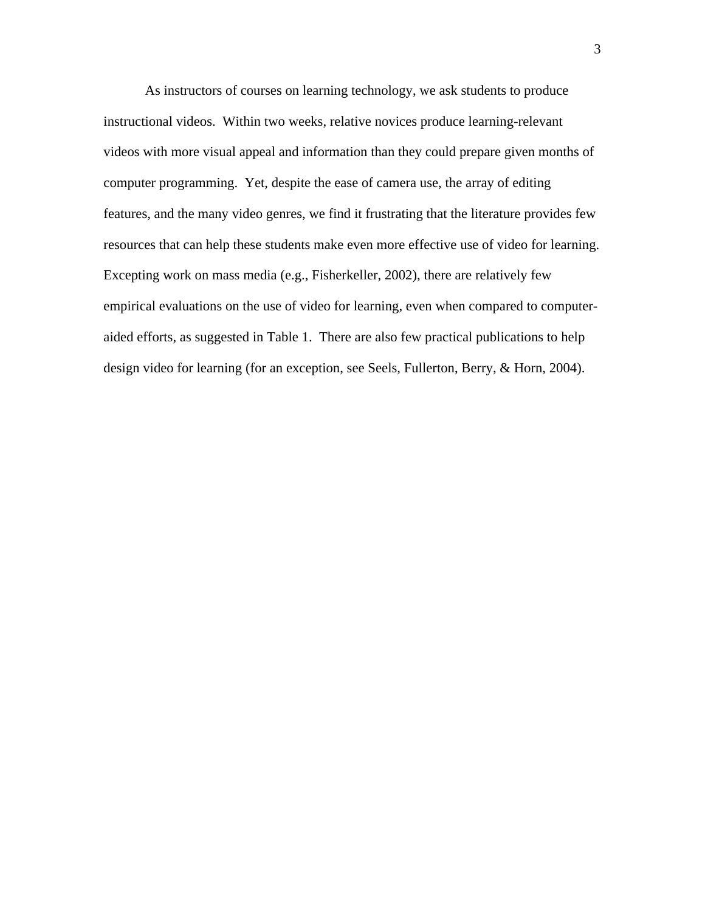As instructors of courses on learning technology, we ask students to produce instructional videos. Within two weeks, relative novices produce learning-relevant videos with more visual appeal and information than they could prepare given months of computer programming. Yet, despite the ease of camera use, the array of editing features, and the many video genres, we find it frustrating that the literature provides few resources that can help these students make even more effective use of video for learning. Excepting work on mass media (e.g., Fisherkeller, 2002), there are relatively few empirical evaluations on the use of video for learning, even when compared to computer-aided efforts, as suggested in Table 1. There are also few practical publications to help design video for learning (for an exception, see Seels, Fullerton, Berry, & Horn, 2004).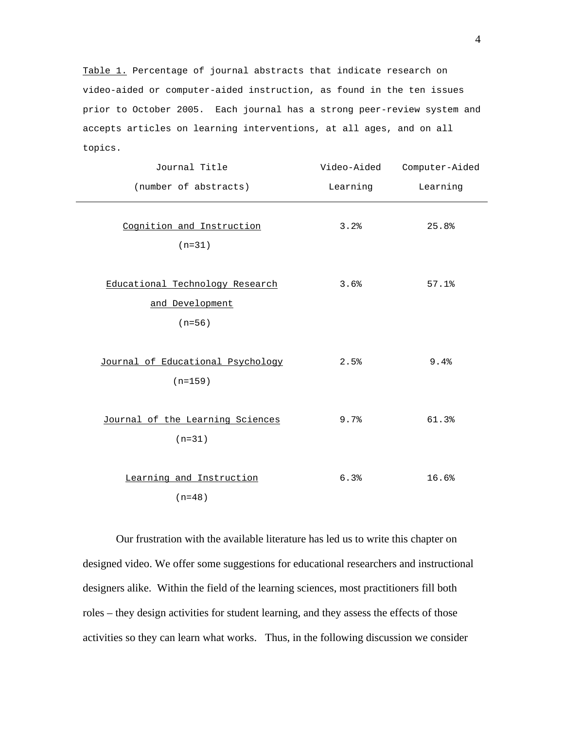Table 1. Percentage of journal abstracts that indicate research on video-aided or computer-aided instruction, as found in the ten issues prior to October 2005. Each journal has a strong peer-review system and accepts articles on learning interventions, at all ages, and on all topics.

| Journal Title (number of abstracts) | Video-Aided Learning | Computer-Aided Learning |
|---|---|---|
| Cognition and Instruction (n=31) | 3.2% | 25.8% |
| Educational Technology Research and Development (n=56) | 3.6% | 57.1% |
| Journal of Educational Psychology (n=159) | 2.5% | 9.4% |
| Journal of the Learning Sciences (n=31) | 9.7% | 61.3% |
| Learning and Instruction (n=48) | 6.3% | 16.6% |

Our frustration with the available literature has led us to write this chapter on designed video. We offer some suggestions for educational researchers and instructional designers alike. Within the field of the learning sciences, most practitioners fill both roles – they design activities for student learning, and they assess the effects of those activities so they can learn what works. Thus, in the following discussion we consider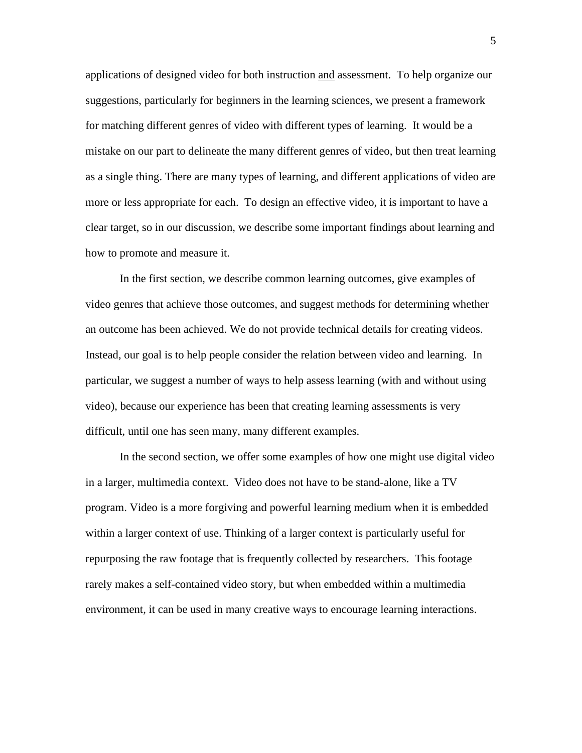applications of designed video for both instruction <u>and</u> assessment. To help organize our suggestions, particularly for beginners in the learning sciences, we present a framework for matching different genres of video with different types of learning. It would be a mistake on our part to delineate the many different genres of video, but then treat learning as a single thing. There are many types of learning, and different applications of video are more or less appropriate for each. To design an effective video, it is important to have a clear target, so in our discussion, we describe some important findings about learning and how to promote and measure it.

In the first section, we describe common learning outcomes, give examples of video genres that achieve those outcomes, and suggest methods for determining whether an outcome has been achieved. We do not provide technical details for creating videos. Instead, our goal is to help people consider the relation between video and learning. In particular, we suggest a number of ways to help assess learning (with and without using video), because our experience has been that creating learning assessments is very difficult, until one has seen many, many different examples.

In the second section, we offer some examples of how one might use digital video in a larger, multimedia context. Video does not have to be stand-alone, like a TV program. Video is a more forgiving and powerful learning medium when it is embedded within a larger context of use. Thinking of a larger context is particularly useful for repurposing the raw footage that is frequently collected by researchers. This footage rarely makes a self-contained video story, but when embedded within a multimedia environment, it can be used in many creative ways to encourage learning interactions.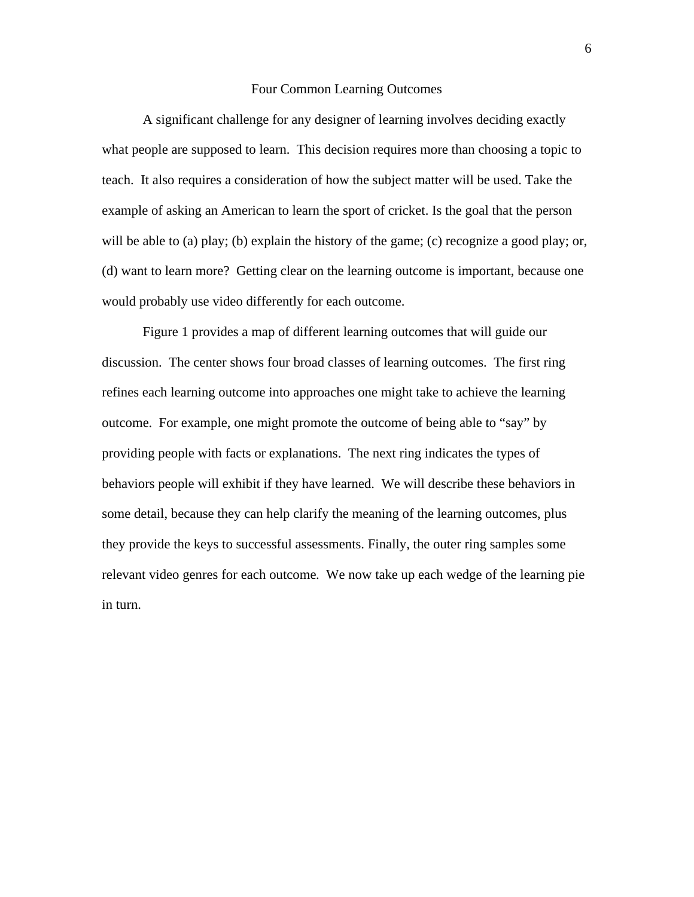## Four Common Learning Outcomes

A significant challenge for any designer of learning involves deciding exactly what people are supposed to learn. This decision requires more than choosing a topic to teach. It also requires a consideration of how the subject matter will be used. Take the example of asking an American to learn the sport of cricket. Is the goal that the person will be able to (a) play; (b) explain the history of the game; (c) recognize a good play; or, (d) want to learn more? Getting clear on the learning outcome is important, because one would probably use video differently for each outcome.

Figure 1 provides a map of different learning outcomes that will guide our discussion. The center shows four broad classes of learning outcomes. The first ring refines each learning outcome into approaches one might take to achieve the learning outcome. For example, one might promote the outcome of being able to "say" by providing people with facts or explanations. The next ring indicates the types of behaviors people will exhibit if they have learned. We will describe these behaviors in some detail, because they can help clarify the meaning of the learning outcomes, plus they provide the keys to successful assessments. Finally, the outer ring samples some relevant video genres for each outcome. We now take up each wedge of the learning pie in turn.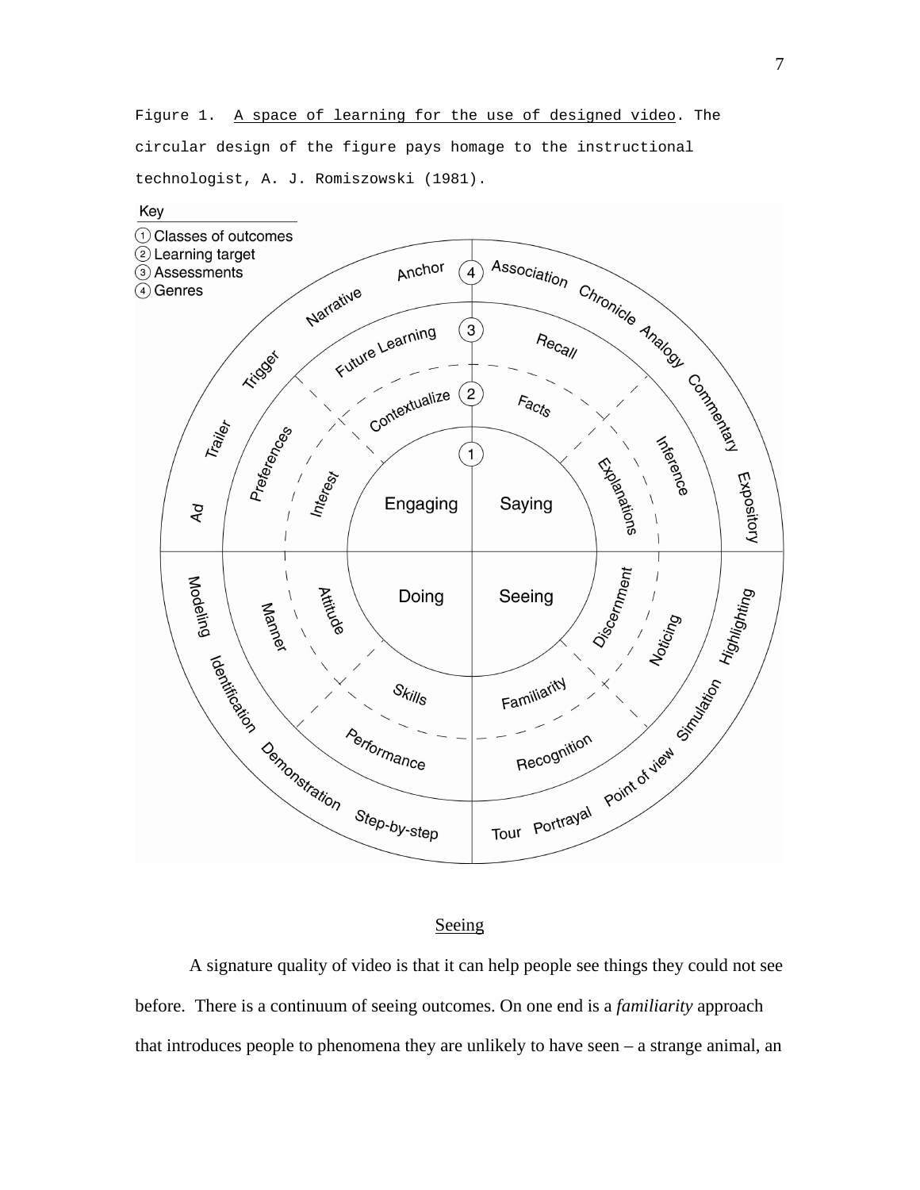Figure 1. A space of learning for the use of designed video. The circular design of the figure pays homage to the instructional technologist, A. J. Romiszowski (1981).

Key
1. Classes of outcomes
2. Learning target
3. Assessments
4. Genres

| Classes of outcomes (1) | Learning target (2) | Assessments (3) | Genres (4) |
| --- | --- | --- | --- |
| Engaging | Interest, Contextualize | Preferences, Future Learning | Anchor, Narrative, Trigger, Trailer, Ad |
| Saying | Facts, Explanations | Recall, Inference | Association, Chronicle, Analogy, Commentary, Expository |
| Doing | Attitude, Skills | Manner, Performance | Modeling, Identification, Demonstration, Step-by-step |
| Seeing | Discernment, Familiarity | Noticing, Recognition | Highlighting, Simulation, Point of view, Portrayal, Tour |

## Seeing

A signature quality of video is that it can help people see things they could not see before. There is a continuum of seeing outcomes. On one end is a *familiarity* approach that introduces people to phenomena they are unlikely to have seen – a strange animal, an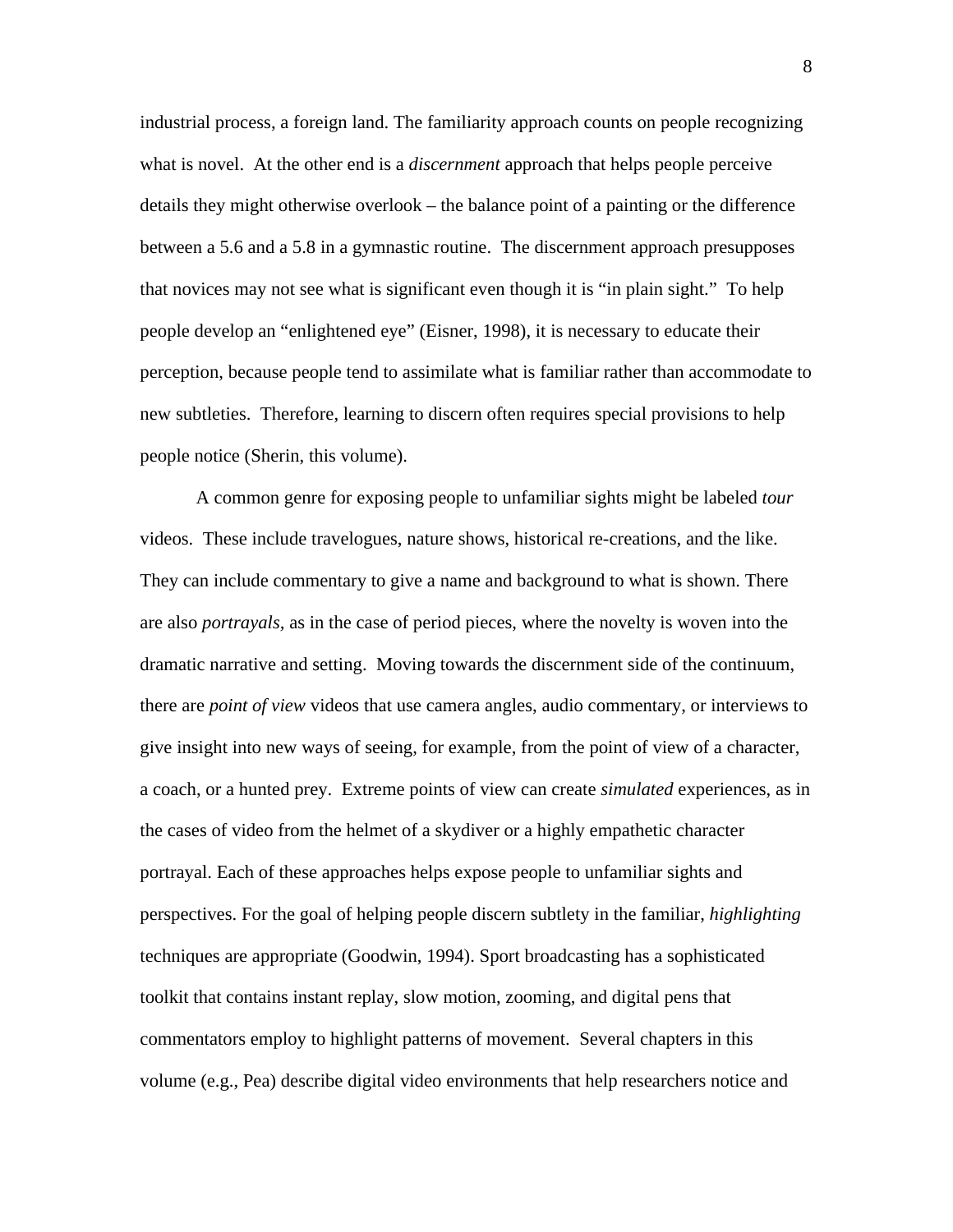industrial process, a foreign land. The familiarity approach counts on people recognizing what is novel. At the other end is a *discernment* approach that helps people perceive details they might otherwise overlook – the balance point of a painting or the difference between a 5.6 and a 5.8 in a gymnastic routine. The discernment approach presupposes that novices may not see what is significant even though it is "in plain sight." To help people develop an "enlightened eye" (Eisner, 1998), it is necessary to educate their perception, because people tend to assimilate what is familiar rather than accommodate to new subtleties. Therefore, learning to discern often requires special provisions to help people notice (Sherin, this volume).

A common genre for exposing people to unfamiliar sights might be labeled *tour* videos. These include travelogues, nature shows, historical re-creations, and the like. They can include commentary to give a name and background to what is shown. There are also *portrayals*, as in the case of period pieces, where the novelty is woven into the dramatic narrative and setting. Moving towards the discernment side of the continuum, there are *point of view* videos that use camera angles, audio commentary, or interviews to give insight into new ways of seeing, for example, from the point of view of a character, a coach, or a hunted prey. Extreme points of view can create *simulated* experiences, as in the cases of video from the helmet of a skydiver or a highly empathetic character portrayal. Each of these approaches helps expose people to unfamiliar sights and perspectives. For the goal of helping people discern subtlety in the familiar, *highlighting* techniques are appropriate (Goodwin, 1994). Sport broadcasting has a sophisticated toolkit that contains instant replay, slow motion, zooming, and digital pens that commentators employ to highlight patterns of movement. Several chapters in this volume (e.g., Pea) describe digital video environments that help researchers notice and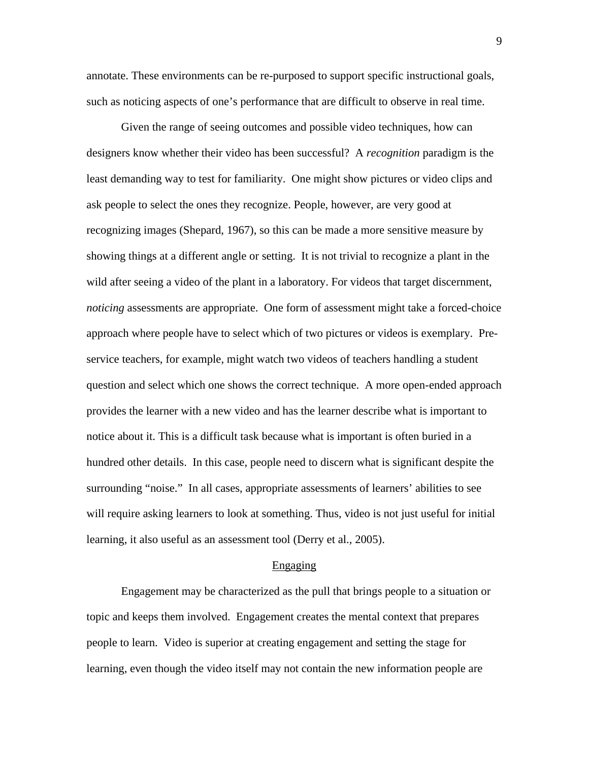annotate. These environments can be re-purposed to support specific instructional goals, such as noticing aspects of one's performance that are difficult to observe in real time.

Given the range of seeing outcomes and possible video techniques, how can designers know whether their video has been successful? A *recognition* paradigm is the least demanding way to test for familiarity. One might show pictures or video clips and ask people to select the ones they recognize. People, however, are very good at recognizing images (Shepard, 1967), so this can be made a more sensitive measure by showing things at a different angle or setting. It is not trivial to recognize a plant in the wild after seeing a video of the plant in a laboratory. For videos that target discernment, *noticing* assessments are appropriate. One form of assessment might take a forced-choice approach where people have to select which of two pictures or videos is exemplary. Pre-service teachers, for example, might watch two videos of teachers handling a student question and select which one shows the correct technique. A more open-ended approach provides the learner with a new video and has the learner describe what is important to notice about it. This is a difficult task because what is important is often buried in a hundred other details. In this case, people need to discern what is significant despite the surrounding "noise." In all cases, appropriate assessments of learners' abilities to see will require asking learners to look at something. Thus, video is not just useful for initial learning, it also useful as an assessment tool (Derry et al., 2005).

## Engaging

Engagement may be characterized as the pull that brings people to a situation or topic and keeps them involved. Engagement creates the mental context that prepares people to learn. Video is superior at creating engagement and setting the stage for learning, even though the video itself may not contain the new information people are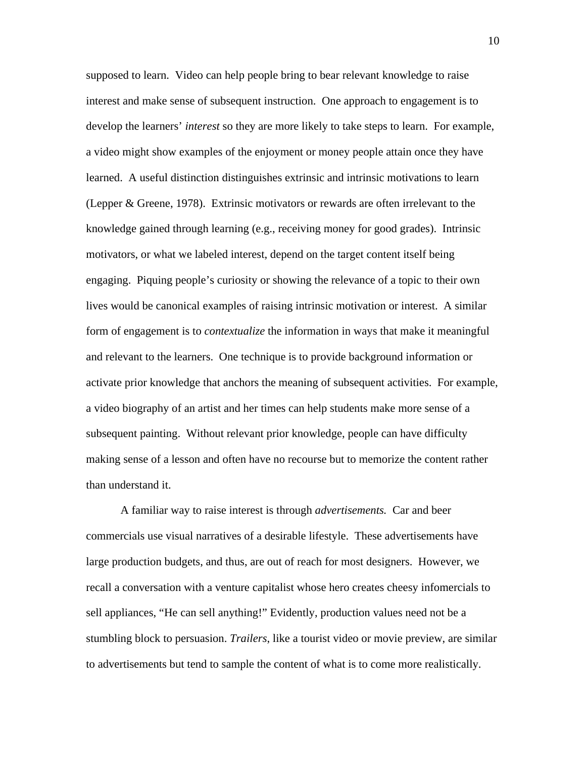supposed to learn. Video can help people bring to bear relevant knowledge to raise interest and make sense of subsequent instruction. One approach to engagement is to develop the learners' *interest* so they are more likely to take steps to learn. For example, a video might show examples of the enjoyment or money people attain once they have learned. A useful distinction distinguishes extrinsic and intrinsic motivations to learn (Lepper & Greene, 1978). Extrinsic motivators or rewards are often irrelevant to the knowledge gained through learning (e.g., receiving money for good grades). Intrinsic motivators, or what we labeled interest, depend on the target content itself being engaging. Piquing people's curiosity or showing the relevance of a topic to their own lives would be canonical examples of raising intrinsic motivation or interest. A similar form of engagement is to *contextualize* the information in ways that make it meaningful and relevant to the learners. One technique is to provide background information or activate prior knowledge that anchors the meaning of subsequent activities. For example, a video biography of an artist and her times can help students make more sense of a subsequent painting. Without relevant prior knowledge, people can have difficulty making sense of a lesson and often have no recourse but to memorize the content rather than understand it.

A familiar way to raise interest is through *advertisements.* Car and beer commercials use visual narratives of a desirable lifestyle. These advertisements have large production budgets, and thus, are out of reach for most designers. However, we recall a conversation with a venture capitalist whose hero creates cheesy infomercials to sell appliances, "He can sell anything!" Evidently, production values need not be a stumbling block to persuasion. *Trailers*, like a tourist video or movie preview, are similar to advertisements but tend to sample the content of what is to come more realistically.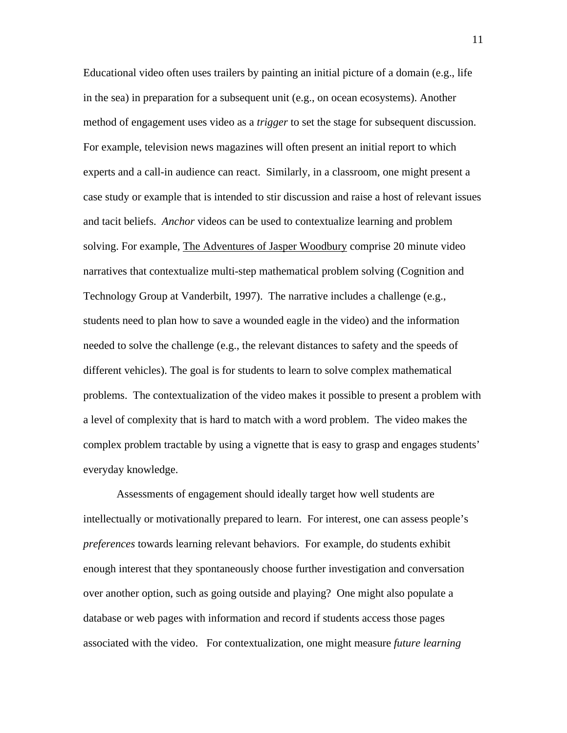Educational video often uses trailers by painting an initial picture of a domain (e.g., life in the sea) in preparation for a subsequent unit (e.g., on ocean ecosystems). Another method of engagement uses video as a *trigger* to set the stage for subsequent discussion. For example, television news magazines will often present an initial report to which experts and a call-in audience can react. Similarly, in a classroom, one might present a case study or example that is intended to stir discussion and raise a host of relevant issues and tacit beliefs. *Anchor* videos can be used to contextualize learning and problem solving. For example, <u>The Adventures of Jasper Woodbury</u> comprise 20 minute video narratives that contextualize multi-step mathematical problem solving (Cognition and Technology Group at Vanderbilt, 1997). The narrative includes a challenge (e.g., students need to plan how to save a wounded eagle in the video) and the information needed to solve the challenge (e.g., the relevant distances to safety and the speeds of different vehicles). The goal is for students to learn to solve complex mathematical problems. The contextualization of the video makes it possible to present a problem with a level of complexity that is hard to match with a word problem. The video makes the complex problem tractable by using a vignette that is easy to grasp and engages students' everyday knowledge.

Assessments of engagement should ideally target how well students are intellectually or motivationally prepared to learn. For interest, one can assess people's *preferences* towards learning relevant behaviors. For example, do students exhibit enough interest that they spontaneously choose further investigation and conversation over another option, such as going outside and playing? One might also populate a database or web pages with information and record if students access those pages associated with the video. For contextualization, one might measure *future learning*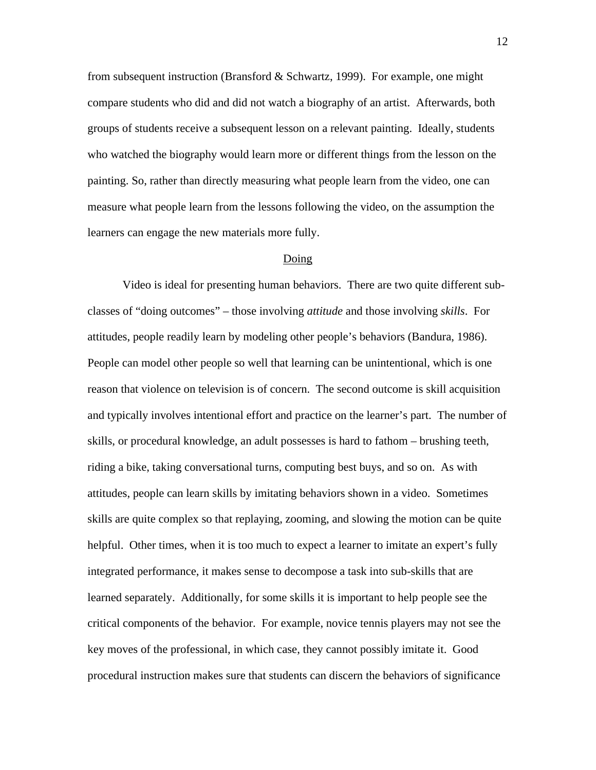from subsequent instruction (Bransford & Schwartz, 1999). For example, one might compare students who did and did not watch a biography of an artist. Afterwards, both groups of students receive a subsequent lesson on a relevant painting. Ideally, students who watched the biography would learn more or different things from the lesson on the painting. So, rather than directly measuring what people learn from the video, one can measure what people learn from the lessons following the video, on the assumption the learners can engage the new materials more fully.

## Doing

Video is ideal for presenting human behaviors. There are two quite different sub-classes of "doing outcomes" – those involving *attitude* and those involving *skills*. For attitudes, people readily learn by modeling other people's behaviors (Bandura, 1986). People can model other people so well that learning can be unintentional, which is one reason that violence on television is of concern. The second outcome is skill acquisition and typically involves intentional effort and practice on the learner's part. The number of skills, or procedural knowledge, an adult possesses is hard to fathom – brushing teeth, riding a bike, taking conversational turns, computing best buys, and so on. As with attitudes, people can learn skills by imitating behaviors shown in a video. Sometimes skills are quite complex so that replaying, zooming, and slowing the motion can be quite helpful. Other times, when it is too much to expect a learner to imitate an expert's fully integrated performance, it makes sense to decompose a task into sub-skills that are learned separately. Additionally, for some skills it is important to help people see the critical components of the behavior. For example, novice tennis players may not see the key moves of the professional, in which case, they cannot possibly imitate it. Good procedural instruction makes sure that students can discern the behaviors of significance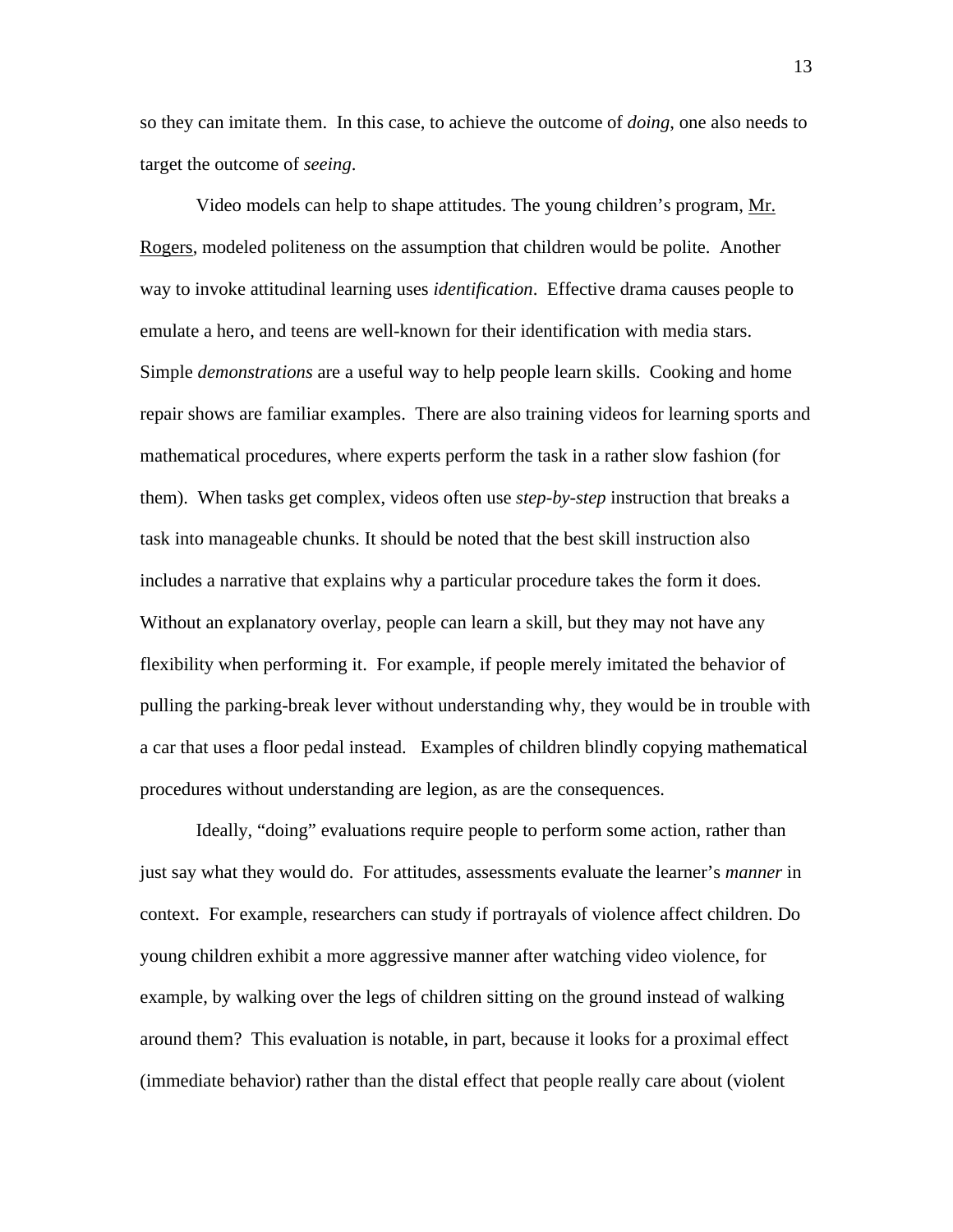so they can imitate them.  In this case, to achieve the outcome of *doing*, one also needs to target the outcome of *seeing*.

Video models can help to shape attitudes. The young children's program, <u>Mr. Rogers</u>, modeled politeness on the assumption that children would be polite.  Another way to invoke attitudinal learning uses *identification*.  Effective drama causes people to emulate a hero, and teens are well-known for their identification with media stars. Simple *demonstrations* are a useful way to help people learn skills.  Cooking and home repair shows are familiar examples.  There are also training videos for learning sports and mathematical procedures, where experts perform the task in a rather slow fashion (for them).  When tasks get complex, videos often use *step-by-step* instruction that breaks a task into manageable chunks. It should be noted that the best skill instruction also includes a narrative that explains why a particular procedure takes the form it does. Without an explanatory overlay, people can learn a skill, but they may not have any flexibility when performing it.  For example, if people merely imitated the behavior of pulling the parking-break lever without understanding why, they would be in trouble with a car that uses a floor pedal instead.   Examples of children blindly copying mathematical procedures without understanding are legion, as are the consequences.

Ideally, "doing" evaluations require people to perform some action, rather than just say what they would do.  For attitudes, assessments evaluate the learner's *manner* in context.  For example, researchers can study if portrayals of violence affect children. Do young children exhibit a more aggressive manner after watching video violence, for example, by walking over the legs of children sitting on the ground instead of walking around them?  This evaluation is notable, in part, because it looks for a proximal effect (immediate behavior) rather than the distal effect that people really care about (violent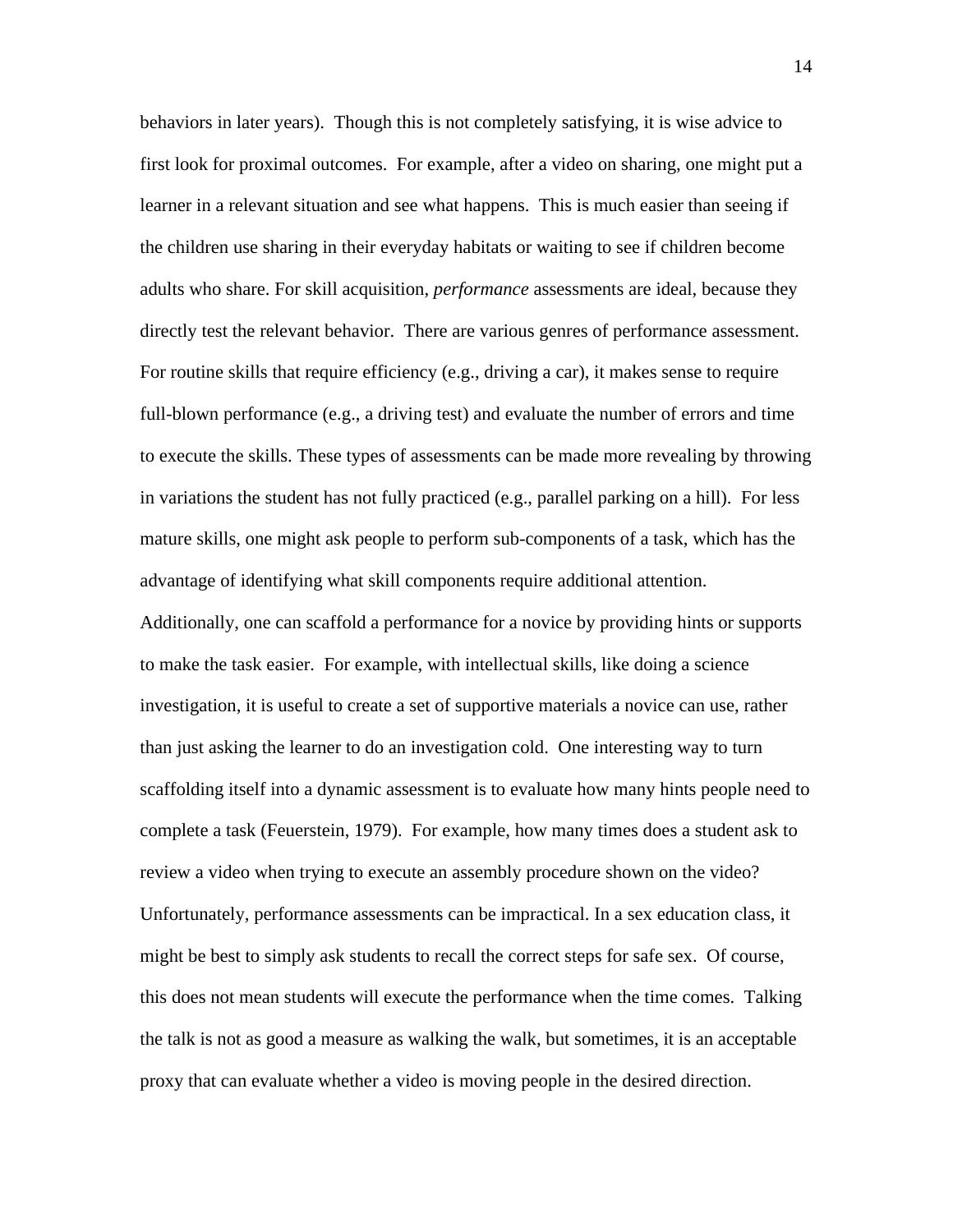behaviors in later years). Though this is not completely satisfying, it is wise advice to first look for proximal outcomes. For example, after a video on sharing, one might put a learner in a relevant situation and see what happens. This is much easier than seeing if the children use sharing in their everyday habitats or waiting to see if children become adults who share. For skill acquisition, *performance* assessments are ideal, because they directly test the relevant behavior. There are various genres of performance assessment. For routine skills that require efficiency (e.g., driving a car), it makes sense to require full-blown performance (e.g., a driving test) and evaluate the number of errors and time to execute the skills. These types of assessments can be made more revealing by throwing in variations the student has not fully practiced (e.g., parallel parking on a hill). For less mature skills, one might ask people to perform sub-components of a task, which has the advantage of identifying what skill components require additional attention. Additionally, one can scaffold a performance for a novice by providing hints or supports to make the task easier. For example, with intellectual skills, like doing a science investigation, it is useful to create a set of supportive materials a novice can use, rather than just asking the learner to do an investigation cold. One interesting way to turn scaffolding itself into a dynamic assessment is to evaluate how many hints people need to complete a task (Feuerstein, 1979). For example, how many times does a student ask to review a video when trying to execute an assembly procedure shown on the video? Unfortunately, performance assessments can be impractical. In a sex education class, it might be best to simply ask students to recall the correct steps for safe sex. Of course, this does not mean students will execute the performance when the time comes. Talking the talk is not as good a measure as walking the walk, but sometimes, it is an acceptable proxy that can evaluate whether a video is moving people in the desired direction.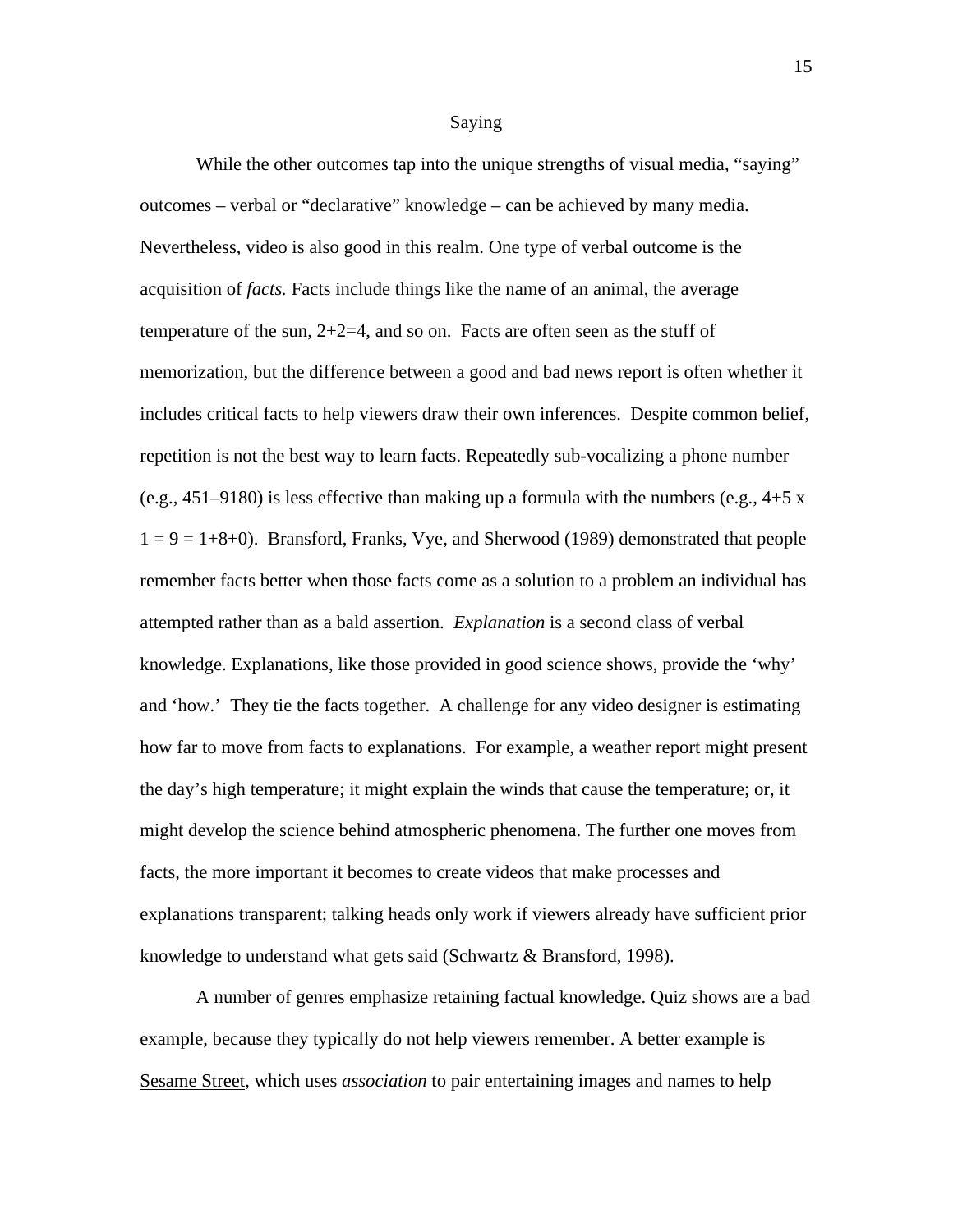## Saying

While the other outcomes tap into the unique strengths of visual media, "saying" outcomes – verbal or "declarative" knowledge – can be achieved by many media. Nevertheless, video is also good in this realm. One type of verbal outcome is the acquisition of *facts.* Facts include things like the name of an animal, the average temperature of the sun, 2+2=4, and so on. Facts are often seen as the stuff of memorization, but the difference between a good and bad news report is often whether it includes critical facts to help viewers draw their own inferences. Despite common belief, repetition is not the best way to learn facts. Repeatedly sub-vocalizing a phone number (e.g., 451–9180) is less effective than making up a formula with the numbers (e.g., 4+5 x 1 = 9 = 1+8+0). Bransford, Franks, Vye, and Sherwood (1989) demonstrated that people remember facts better when those facts come as a solution to a problem an individual has attempted rather than as a bald assertion. *Explanation* is a second class of verbal knowledge. Explanations, like those provided in good science shows, provide the 'why' and 'how.' They tie the facts together. A challenge for any video designer is estimating how far to move from facts to explanations. For example, a weather report might present the day's high temperature; it might explain the winds that cause the temperature; or, it might develop the science behind atmospheric phenomena. The further one moves from facts, the more important it becomes to create videos that make processes and explanations transparent; talking heads only work if viewers already have sufficient prior knowledge to understand what gets said (Schwartz & Bransford, 1998).

A number of genres emphasize retaining factual knowledge. Quiz shows are a bad example, because they typically do not help viewers remember. A better example is Sesame Street, which uses *association* to pair entertaining images and names to help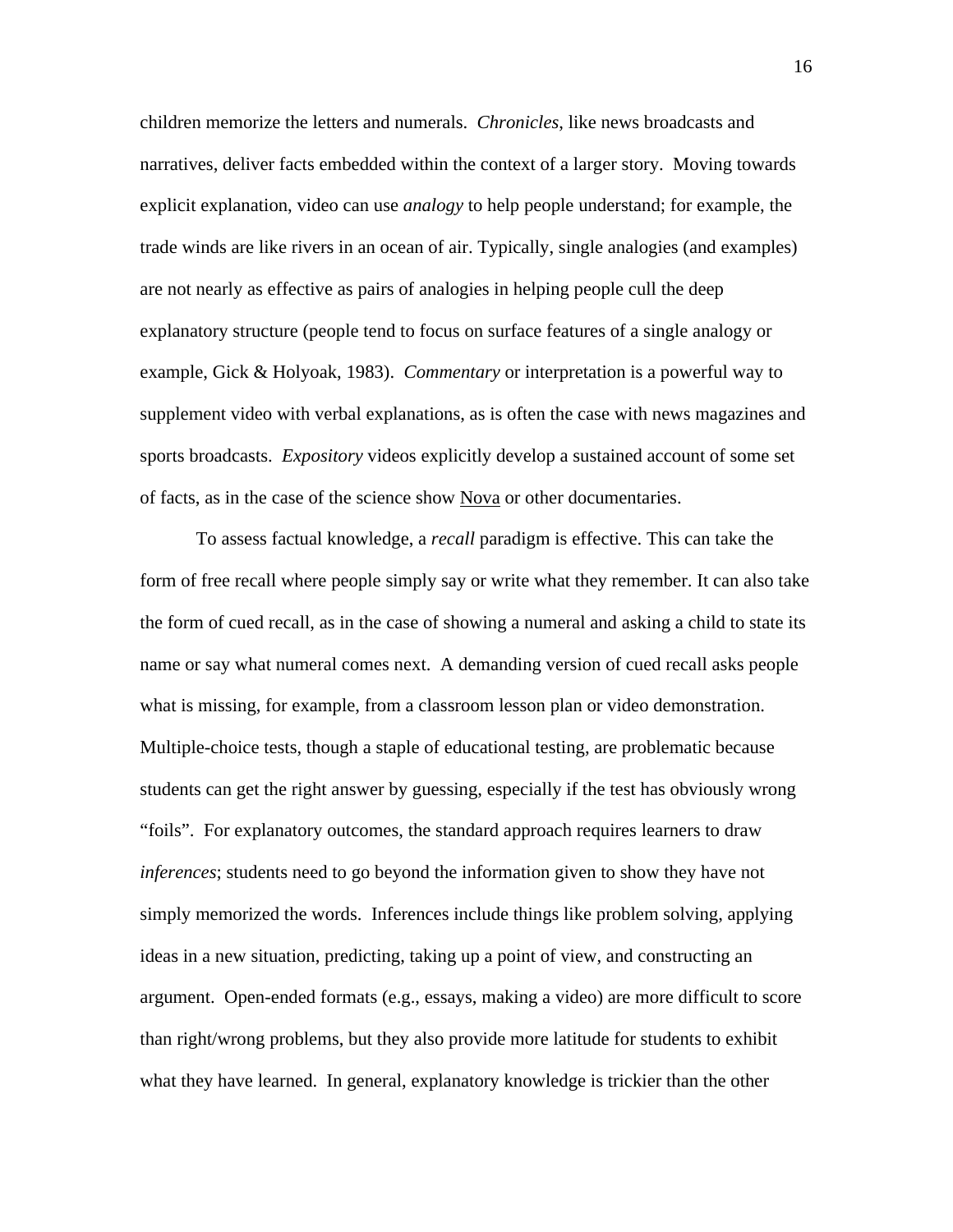children memorize the letters and numerals. *Chronicles*, like news broadcasts and narratives, deliver facts embedded within the context of a larger story. Moving towards explicit explanation, video can use *analogy* to help people understand; for example, the trade winds are like rivers in an ocean of air. Typically, single analogies (and examples) are not nearly as effective as pairs of analogies in helping people cull the deep explanatory structure (people tend to focus on surface features of a single analogy or example, Gick & Holyoak, 1983). *Commentary* or interpretation is a powerful way to supplement video with verbal explanations, as is often the case with news magazines and sports broadcasts. *Expository* videos explicitly develop a sustained account of some set of facts, as in the case of the science show Nova or other documentaries.

To assess factual knowledge, a *recall* paradigm is effective. This can take the form of free recall where people simply say or write what they remember. It can also take the form of cued recall, as in the case of showing a numeral and asking a child to state its name or say what numeral comes next. A demanding version of cued recall asks people what is missing, for example, from a classroom lesson plan or video demonstration. Multiple-choice tests, though a staple of educational testing, are problematic because students can get the right answer by guessing, especially if the test has obviously wrong "foils". For explanatory outcomes, the standard approach requires learners to draw *inferences*; students need to go beyond the information given to show they have not simply memorized the words. Inferences include things like problem solving, applying ideas in a new situation, predicting, taking up a point of view, and constructing an argument. Open-ended formats (e.g., essays, making a video) are more difficult to score than right/wrong problems, but they also provide more latitude for students to exhibit what they have learned. In general, explanatory knowledge is trickier than the other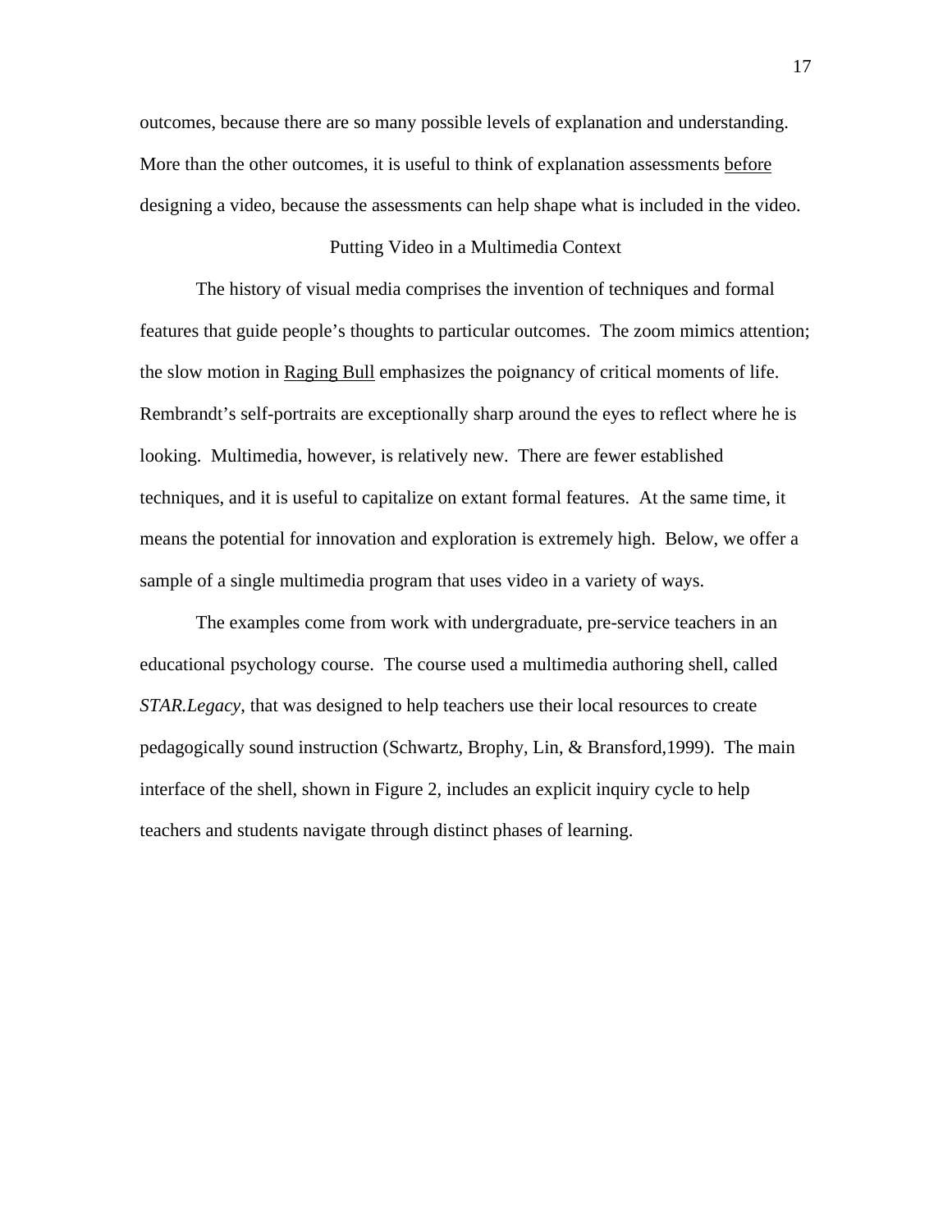outcomes, because there are so many possible levels of explanation and understanding. More than the other outcomes, it is useful to think of explanation assessments <u>before</u> designing a video, because the assessments can help shape what is included in the video.

## Putting Video in a Multimedia Context

The history of visual media comprises the invention of techniques and formal features that guide people's thoughts to particular outcomes. The zoom mimics attention; the slow motion in <u>Raging Bull</u> emphasizes the poignancy of critical moments of life. Rembrandt's self-portraits are exceptionally sharp around the eyes to reflect where he is looking. Multimedia, however, is relatively new. There are fewer established techniques, and it is useful to capitalize on extant formal features. At the same time, it means the potential for innovation and exploration is extremely high. Below, we offer a sample of a single multimedia program that uses video in a variety of ways.

The examples come from work with undergraduate, pre-service teachers in an educational psychology course. The course used a multimedia authoring shell, called *STAR.Legacy*, that was designed to help teachers use their local resources to create pedagogically sound instruction (Schwartz, Brophy, Lin, & Bransford,1999). The main interface of the shell, shown in Figure 2, includes an explicit inquiry cycle to help teachers and students navigate through distinct phases of learning.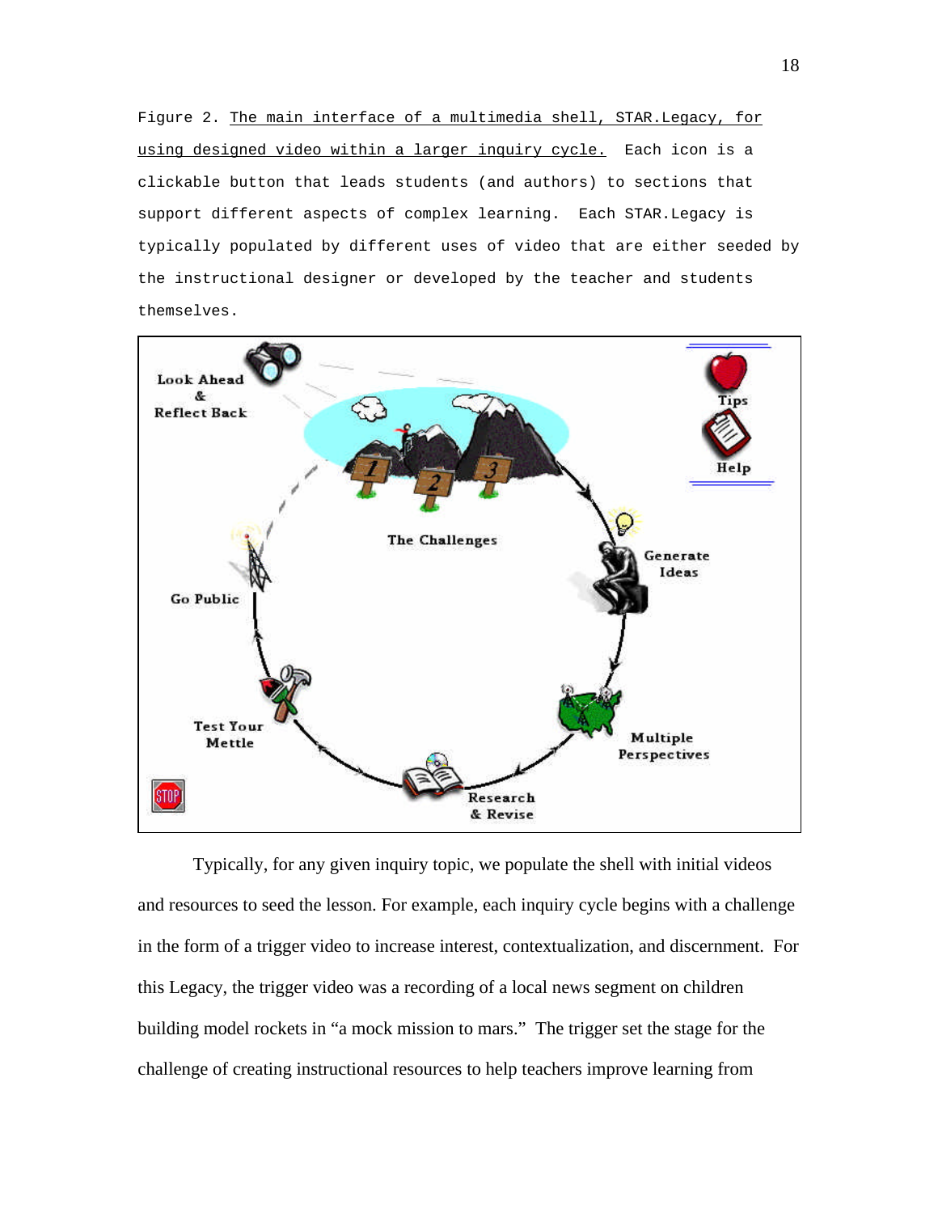Figure 2. <u>The main interface of a multimedia shell, STAR.Legacy, for using designed video within a larger inquiry cycle.</u> Each icon is a clickable button that leads students (and authors) to sections that support different aspects of complex learning. Each STAR.Legacy is typically populated by different uses of video that are either seeded by the instructional designer or developed by the teacher and students themselves.

Typically, for any given inquiry topic, we populate the shell with initial videos and resources to seed the lesson. For example, each inquiry cycle begins with a challenge in the form of a trigger video to increase interest, contextualization, and discernment. For this Legacy, the trigger video was a recording of a local news segment on children building model rockets in "a mock mission to mars." The trigger set the stage for the challenge of creating instructional resources to help teachers improve learning from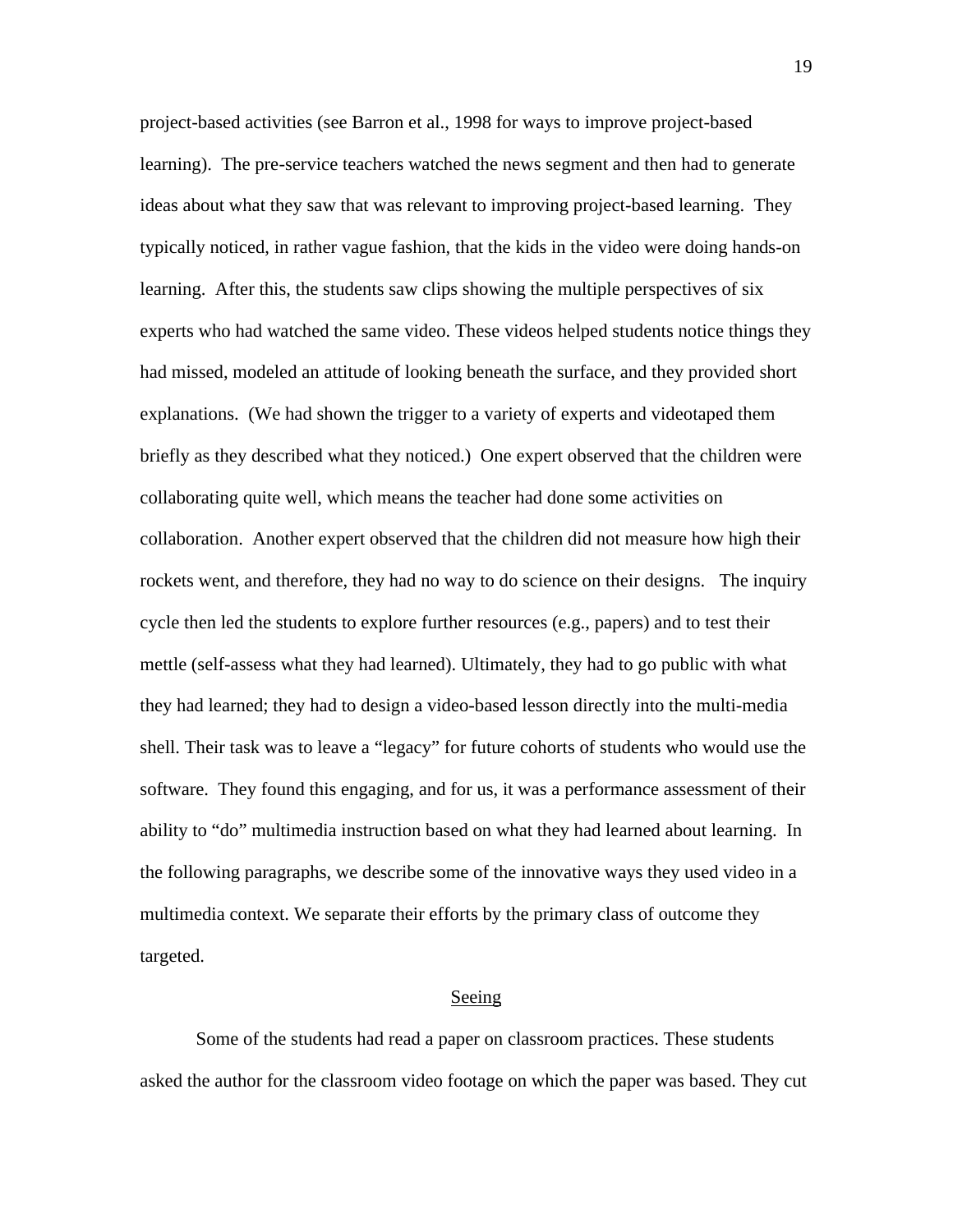project-based activities (see Barron et al., 1998 for ways to improve project-based learning). The pre-service teachers watched the news segment and then had to generate ideas about what they saw that was relevant to improving project-based learning. They typically noticed, in rather vague fashion, that the kids in the video were doing hands-on learning. After this, the students saw clips showing the multiple perspectives of six experts who had watched the same video. These videos helped students notice things they had missed, modeled an attitude of looking beneath the surface, and they provided short explanations. (We had shown the trigger to a variety of experts and videotaped them briefly as they described what they noticed.) One expert observed that the children were collaborating quite well, which means the teacher had done some activities on collaboration. Another expert observed that the children did not measure how high their rockets went, and therefore, they had no way to do science on their designs. The inquiry cycle then led the students to explore further resources (e.g., papers) and to test their mettle (self-assess what they had learned). Ultimately, they had to go public with what they had learned; they had to design a video-based lesson directly into the multi-media shell. Their task was to leave a "legacy" for future cohorts of students who would use the software. They found this engaging, and for us, it was a performance assessment of their ability to "do" multimedia instruction based on what they had learned about learning. In the following paragraphs, we describe some of the innovative ways they used video in a multimedia context. We separate their efforts by the primary class of outcome they targeted.

## Seeing

Some of the students had read a paper on classroom practices. These students asked the author for the classroom video footage on which the paper was based. They cut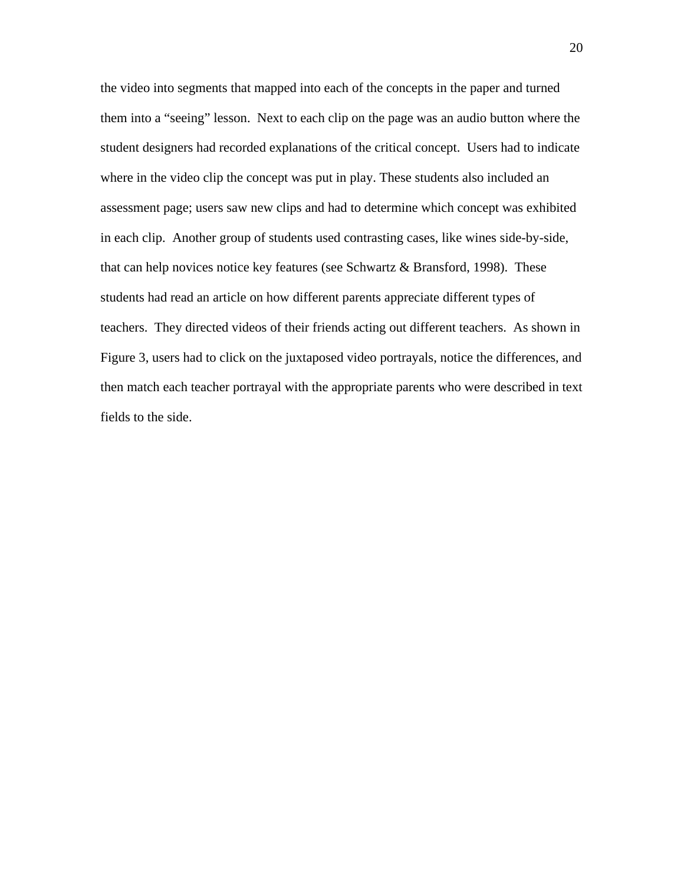the video into segments that mapped into each of the concepts in the paper and turned them into a "seeing" lesson. Next to each clip on the page was an audio button where the student designers had recorded explanations of the critical concept. Users had to indicate where in the video clip the concept was put in play. These students also included an assessment page; users saw new clips and had to determine which concept was exhibited in each clip. Another group of students used contrasting cases, like wines side-by-side, that can help novices notice key features (see Schwartz & Bransford, 1998). These students had read an article on how different parents appreciate different types of teachers. They directed videos of their friends acting out different teachers. As shown in Figure 3, users had to click on the juxtaposed video portrayals, notice the differences, and then match each teacher portrayal with the appropriate parents who were described in text fields to the side.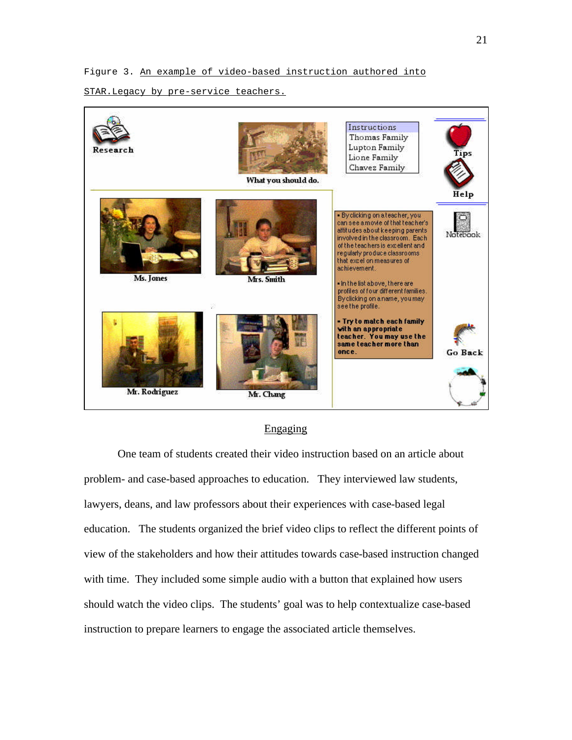Figure 3. An example of video-based instruction authored into STAR.Legacy by pre-service teachers.

## Engaging

One team of students created their video instruction based on an article about problem- and case-based approaches to education. They interviewed law students, lawyers, deans, and law professors about their experiences with case-based legal education. The students organized the brief video clips to reflect the different points of view of the stakeholders and how their attitudes towards case-based instruction changed with time. They included some simple audio with a button that explained how users should watch the video clips. The students' goal was to help contextualize case-based instruction to prepare learners to engage the associated article themselves.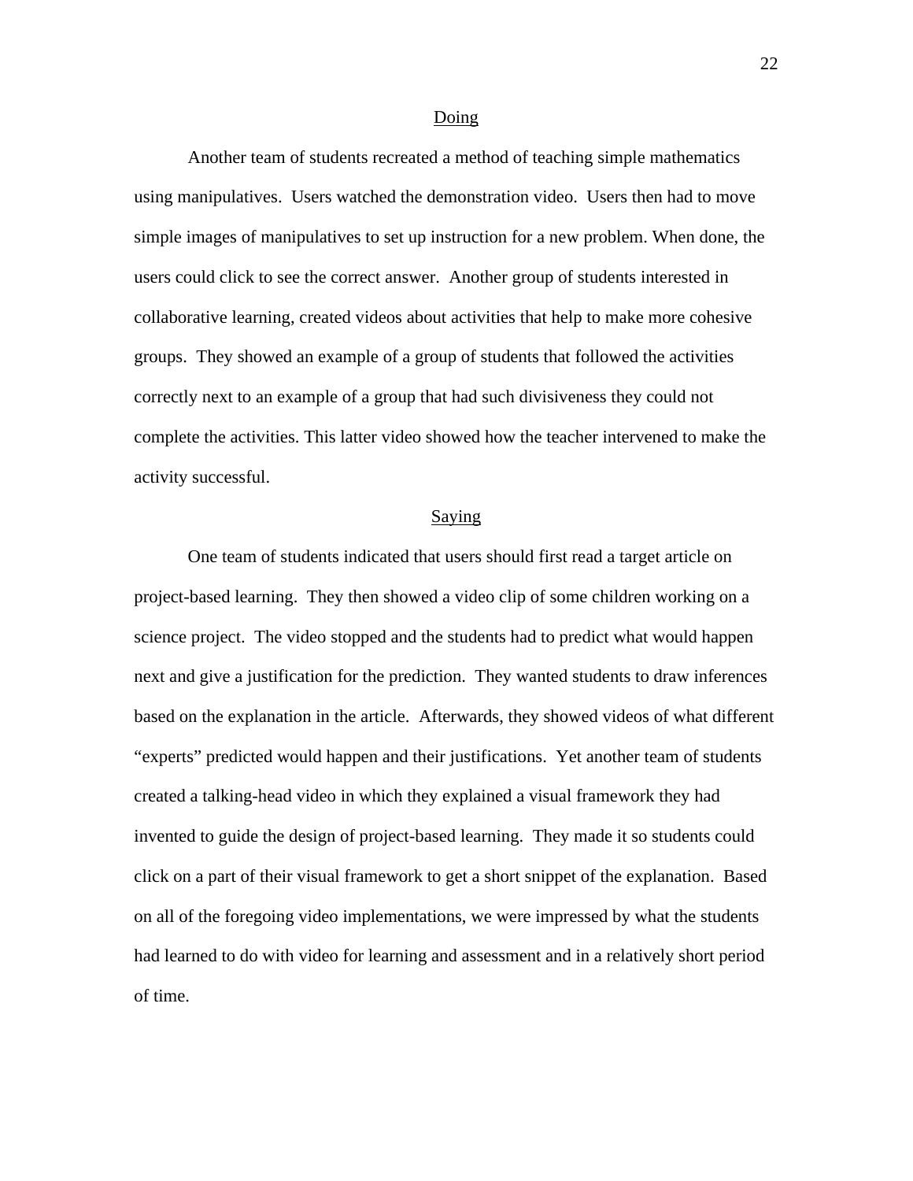## Doing

Another team of students recreated a method of teaching simple mathematics using manipulatives. Users watched the demonstration video. Users then had to move simple images of manipulatives to set up instruction for a new problem. When done, the users could click to see the correct answer. Another group of students interested in collaborative learning, created videos about activities that help to make more cohesive groups. They showed an example of a group of students that followed the activities correctly next to an example of a group that had such divisiveness they could not complete the activities. This latter video showed how the teacher intervened to make the activity successful.

## Saying

One team of students indicated that users should first read a target article on project-based learning. They then showed a video clip of some children working on a science project. The video stopped and the students had to predict what would happen next and give a justification for the prediction. They wanted students to draw inferences based on the explanation in the article. Afterwards, they showed videos of what different "experts" predicted would happen and their justifications. Yet another team of students created a talking-head video in which they explained a visual framework they had invented to guide the design of project-based learning. They made it so students could click on a part of their visual framework to get a short snippet of the explanation. Based on all of the foregoing video implementations, we were impressed by what the students had learned to do with video for learning and assessment and in a relatively short period of time.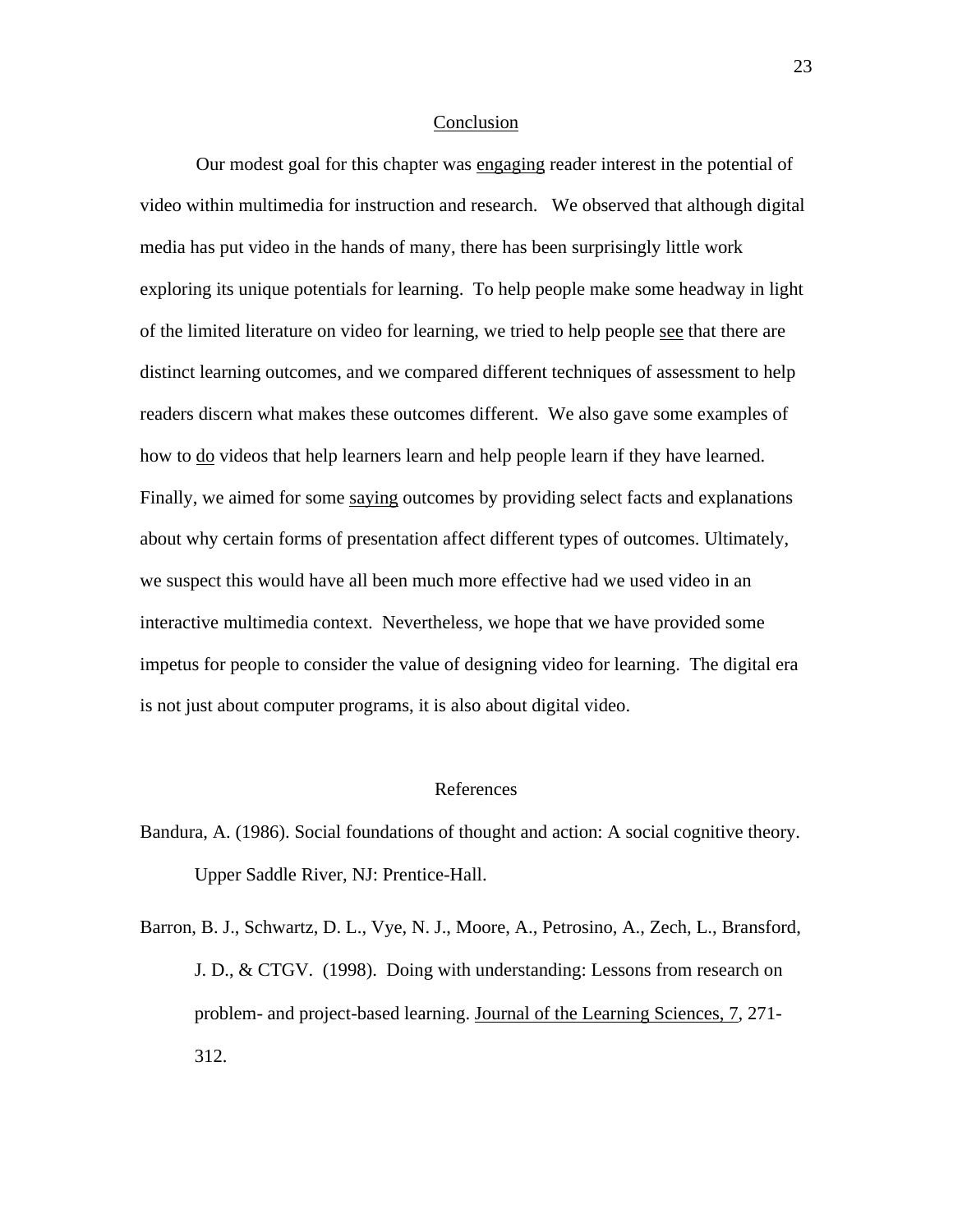## Conclusion

Our modest goal for this chapter was engaging reader interest in the potential of video within multimedia for instruction and research. We observed that although digital media has put video in the hands of many, there has been surprisingly little work exploring its unique potentials for learning. To help people make some headway in light of the limited literature on video for learning, we tried to help people see that there are distinct learning outcomes, and we compared different techniques of assessment to help readers discern what makes these outcomes different. We also gave some examples of how to do videos that help learners learn and help people learn if they have learned. Finally, we aimed for some saying outcomes by providing select facts and explanations about why certain forms of presentation affect different types of outcomes. Ultimately, we suspect this would have all been much more effective had we used video in an interactive multimedia context. Nevertheless, we hope that we have provided some impetus for people to consider the value of designing video for learning. The digital era is not just about computer programs, it is also about digital video.

## References

Bandura, A. (1986). Social foundations of thought and action: A social cognitive theory. Upper Saddle River, NJ: Prentice-Hall.

Barron, B. J., Schwartz, D. L., Vye, N. J., Moore, A., Petrosino, A., Zech, L., Bransford, J. D., & CTGV. (1998). Doing with understanding: Lessons from research on problem- and project-based learning. Journal of the Learning Sciences, 7, 271-312.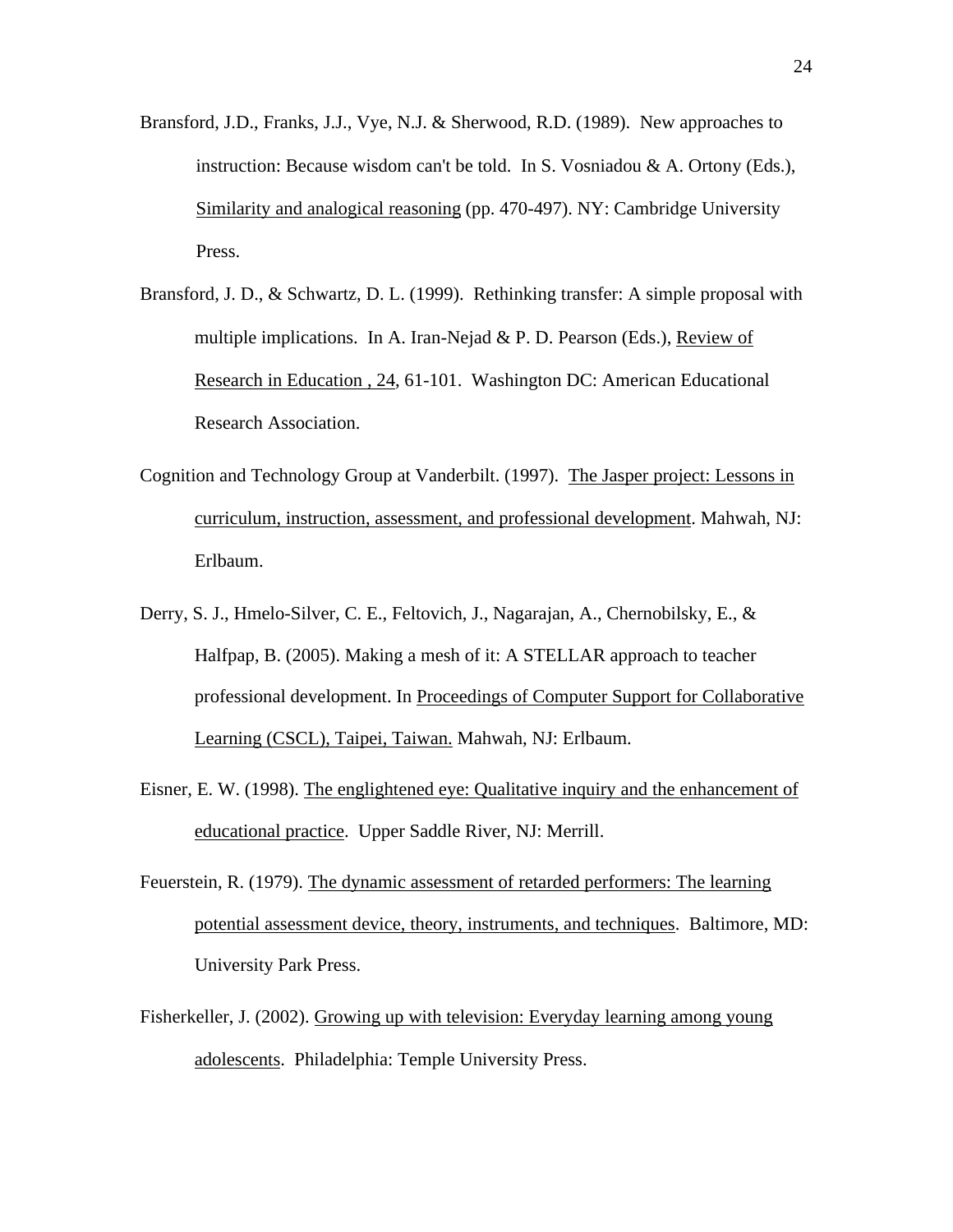Bransford, J.D., Franks, J.J., Vye, N.J. & Sherwood, R.D. (1989). New approaches to instruction: Because wisdom can't be told. In S. Vosniadou & A. Ortony (Eds.), Similarity and analogical reasoning (pp. 470-497). NY: Cambridge University Press.

Bransford, J. D., & Schwartz, D. L. (1999). Rethinking transfer: A simple proposal with multiple implications. In A. Iran-Nejad & P. D. Pearson (Eds.), Review of Research in Education , 24, 61-101. Washington DC: American Educational Research Association.

Cognition and Technology Group at Vanderbilt. (1997). The Jasper project: Lessons in curriculum, instruction, assessment, and professional development. Mahwah, NJ: Erlbaum.

Derry, S. J., Hmelo-Silver, C. E., Feltovich, J., Nagarajan, A., Chernobilsky, E., & Halfpap, B. (2005). Making a mesh of it: A STELLAR approach to teacher professional development. In Proceedings of Computer Support for Collaborative Learning (CSCL), Taipei, Taiwan. Mahwah, NJ: Erlbaum.

Eisner, E. W. (1998). The englightened eye: Qualitative inquiry and the enhancement of educational practice. Upper Saddle River, NJ: Merrill.

Feuerstein, R. (1979). The dynamic assessment of retarded performers: The learning potential assessment device, theory, instruments, and techniques. Baltimore, MD: University Park Press.

Fisherkeller, J. (2002). Growing up with television: Everyday learning among young adolescents. Philadelphia: Temple University Press.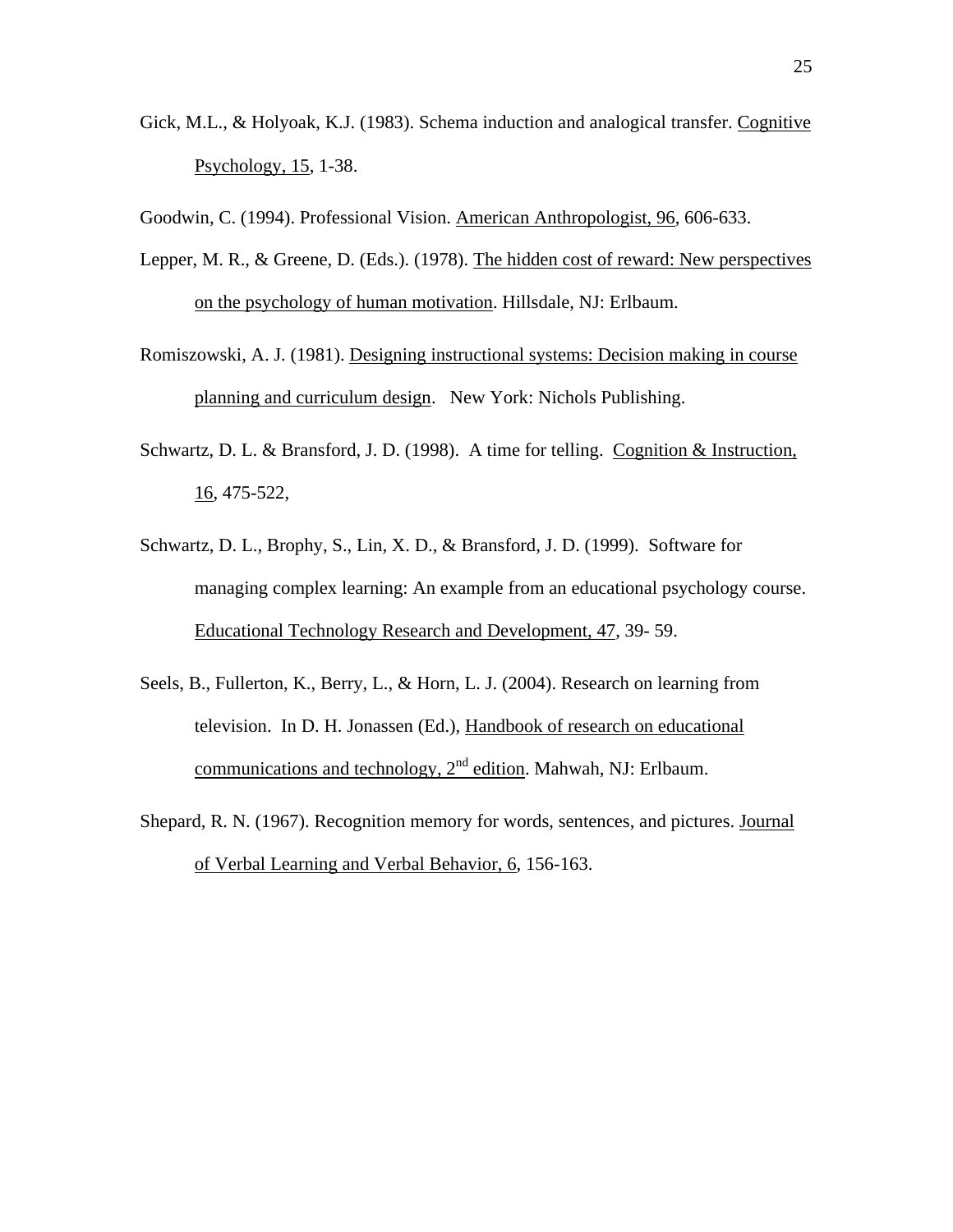Gick, M.L., & Holyoak, K.J. (1983). Schema induction and analogical transfer. Cognitive Psychology, 15, 1-38.

Goodwin, C. (1994). Professional Vision. American Anthropologist, 96, 606-633.

Lepper, M. R., & Greene, D. (Eds.). (1978). The hidden cost of reward: New perspectives on the psychology of human motivation. Hillsdale, NJ: Erlbaum.

Romiszowski, A. J. (1981). Designing instructional systems: Decision making in course planning and curriculum design. New York: Nichols Publishing.

Schwartz, D. L. & Bransford, J. D. (1998). A time for telling. Cognition & Instruction, 16, 475-522,

Schwartz, D. L., Brophy, S., Lin, X. D., & Bransford, J. D. (1999). Software for managing complex learning: An example from an educational psychology course. Educational Technology Research and Development, 47, 39- 59.

Seels, B., Fullerton, K., Berry, L., & Horn, L. J. (2004). Research on learning from television. In D. H. Jonassen (Ed.), Handbook of research on educational communications and technology, 2nd edition. Mahwah, NJ: Erlbaum.

Shepard, R. N. (1967). Recognition memory for words, sentences, and pictures. Journal of Verbal Learning and Verbal Behavior, 6, 156-163.